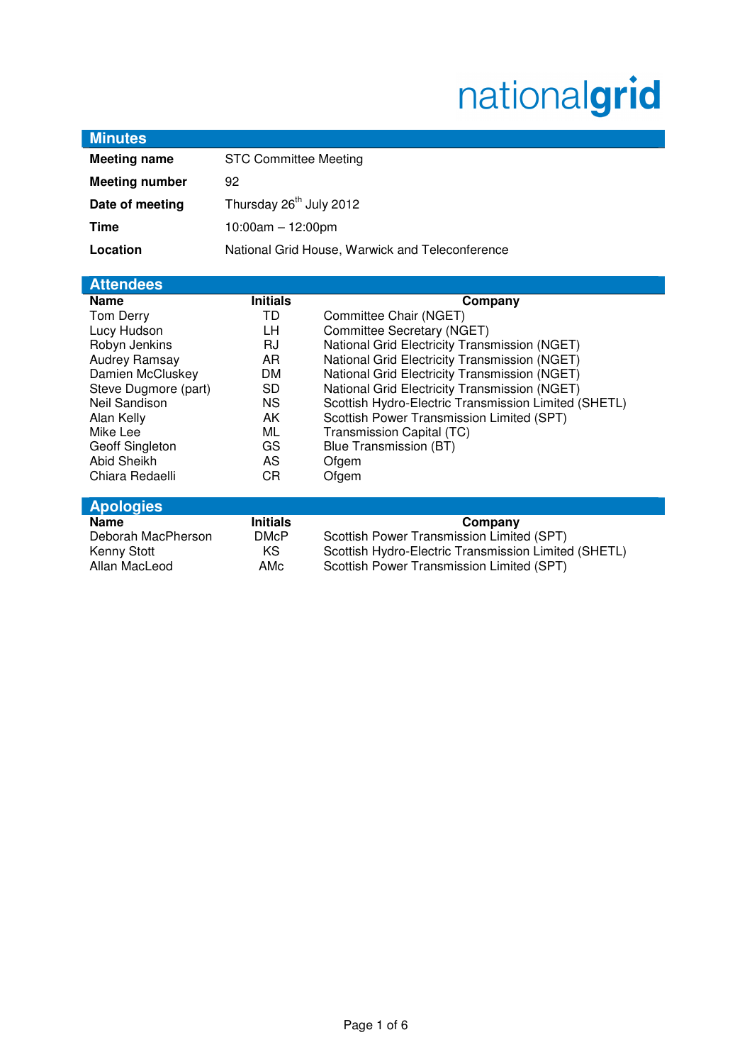nationalgrid

## Minutes

| | |
|---|---|
| **Meeting name** | STC Committee Meeting |
| **Meeting number** | 92 |
| **Date of meeting** | Thursday 26th July 2012 |
| **Time** | 10:00am – 12:00pm |
| **Location** | National Grid House, Warwick and Teleconference |

## Attendees

| Name | Initials | Company |
|---|---|---|
| Tom Derry | TD | Committee Chair (NGET) |
| Lucy Hudson | LH | Committee Secretary (NGET) |
| Robyn Jenkins | RJ | National Grid Electricity Transmission (NGET) |
| Audrey Ramsay | AR | National Grid Electricity Transmission (NGET) |
| Damien McCluskey | DM | National Grid Electricity Transmission (NGET) |
| Steve Dugmore (part) | SD | National Grid Electricity Transmission (NGET) |
| Neil Sandison | NS | Scottish Hydro-Electric Transmission Limited (SHETL) |
| Alan Kelly | AK | Scottish Power Transmission Limited (SPT) |
| Mike Lee | ML | Transmission Capital (TC) |
| Geoff Singleton | GS | Blue Transmission (BT) |
| Abid Sheikh | AS | Ofgem |
| Chiara Redaelli | CR | Ofgem |

## Apologies

| Name | Initials | Company |
|---|---|---|
| Deborah MacPherson | DMcP | Scottish Power Transmission Limited (SPT) |
| Kenny Stott | KS | Scottish Hydro-Electric Transmission Limited (SHETL) |
| Allan MacLeod | AMc | Scottish Power Transmission Limited (SPT) |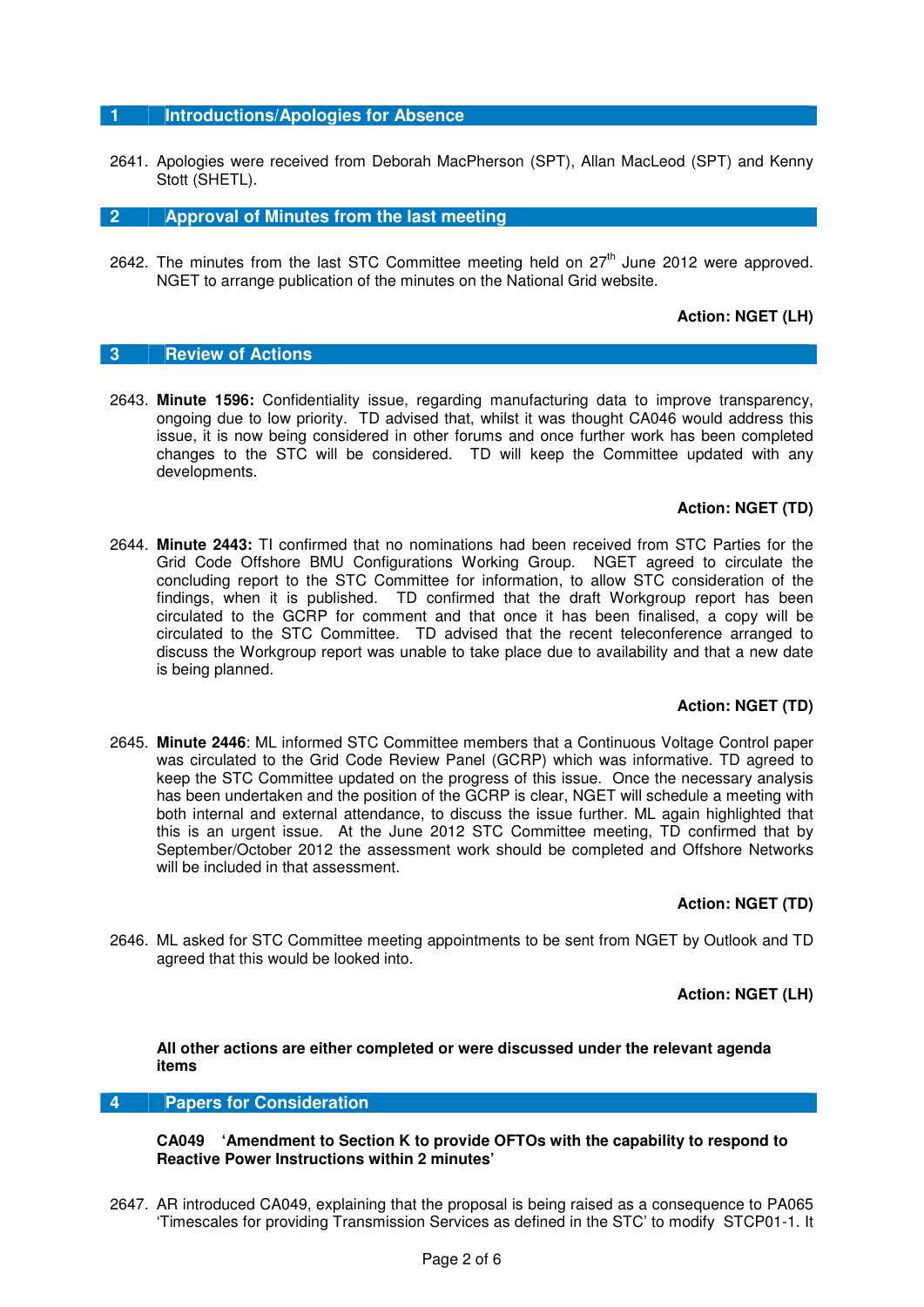## 1 Introductions/Apologies for Absence

2641. Apologies were received from Deborah MacPherson (SPT), Allan MacLeod (SPT) and Kenny Stott (SHETL).

## 2 Approval of Minutes from the last meeting

2642. The minutes from the last STC Committee meeting held on 27th June 2012 were approved. NGET to arrange publication of the minutes on the National Grid website.

**Action: NGET (LH)**

## 3 Review of Actions

2643. **Minute 1596:** Confidentiality issue, regarding manufacturing data to improve transparency, ongoing due to low priority. TD advised that, whilst it was thought CA046 would address this issue, it is now being considered in other forums and once further work has been completed changes to the STC will be considered. TD will keep the Committee updated with any developments.

**Action: NGET (TD)**

2644. **Minute 2443:** TI confirmed that no nominations had been received from STC Parties for the Grid Code Offshore BMU Configurations Working Group. NGET agreed to circulate the concluding report to the STC Committee for information, to allow STC consideration of the findings, when it is published. TD confirmed that the draft Workgroup report has been circulated to the GCRP for comment and that once it has been finalised, a copy will be circulated to the STC Committee. TD advised that the recent teleconference arranged to discuss the Workgroup report was unable to take place due to availability and that a new date is being planned.

**Action: NGET (TD)**

2645. **Minute 2446**: ML informed STC Committee members that a Continuous Voltage Control paper was circulated to the Grid Code Review Panel (GCRP) which was informative. TD agreed to keep the STC Committee updated on the progress of this issue. Once the necessary analysis has been undertaken and the position of the GCRP is clear, NGET will schedule a meeting with both internal and external attendance, to discuss the issue further. ML again highlighted that this is an urgent issue. At the June 2012 STC Committee meeting, TD confirmed that by September/October 2012 the assessment work should be completed and Offshore Networks will be included in that assessment.

**Action: NGET (TD)**

2646. ML asked for STC Committee meeting appointments to be sent from NGET by Outlook and TD agreed that this would be looked into.

**Action: NGET (LH)**

**All other actions are either completed or were discussed under the relevant agenda items**

## 4 Papers for Consideration

**CA049 'Amendment to Section K to provide OFTOs with the capability to respond to Reactive Power Instructions within 2 minutes'**

2647. AR introduced CA049, explaining that the proposal is being raised as a consequence to PA065 'Timescales for providing Transmission Services as defined in the STC' to modify STCP01-1. It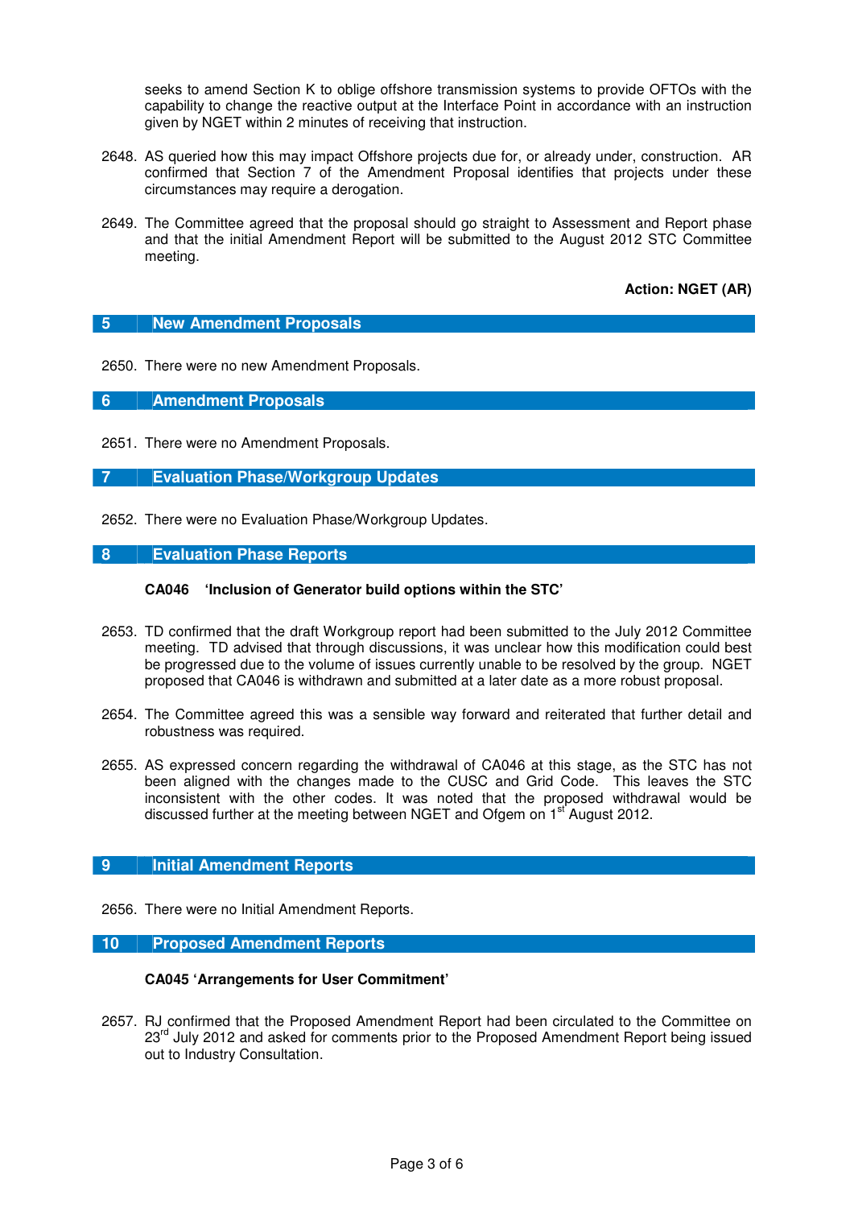seeks to amend Section K to oblige offshore transmission systems to provide OFTOs with the capability to change the reactive output at the Interface Point in accordance with an instruction given by NGET within 2 minutes of receiving that instruction.

2648. AS queried how this may impact Offshore projects due for, or already under, construction. AR confirmed that Section 7 of the Amendment Proposal identifies that projects under these circumstances may require a derogation.

2649. The Committee agreed that the proposal should go straight to Assessment and Report phase and that the initial Amendment Report will be submitted to the August 2012 STC Committee meeting.

**Action: NGET (AR)**

## 5 New Amendment Proposals

2650. There were no new Amendment Proposals.

## 6 Amendment Proposals

2651. There were no Amendment Proposals.

## 7 Evaluation Phase/Workgroup Updates

2652. There were no Evaluation Phase/Workgroup Updates.

## 8 Evaluation Phase Reports

**CA046 'Inclusion of Generator build options within the STC'**

2653. TD confirmed that the draft Workgroup report had been submitted to the July 2012 Committee meeting. TD advised that through discussions, it was unclear how this modification could best be progressed due to the volume of issues currently unable to be resolved by the group. NGET proposed that CA046 is withdrawn and submitted at a later date as a more robust proposal.

2654. The Committee agreed this was a sensible way forward and reiterated that further detail and robustness was required.

2655. AS expressed concern regarding the withdrawal of CA046 at this stage, as the STC has not been aligned with the changes made to the CUSC and Grid Code. This leaves the STC inconsistent with the other codes. It was noted that the proposed withdrawal would be discussed further at the meeting between NGET and Ofgem on 1st August 2012.

## 9 Initial Amendment Reports

2656. There were no Initial Amendment Reports.

## 10 Proposed Amendment Reports

**CA045 'Arrangements for User Commitment'**

2657. RJ confirmed that the Proposed Amendment Report had been circulated to the Committee on 23rd July 2012 and asked for comments prior to the Proposed Amendment Report being issued out to Industry Consultation.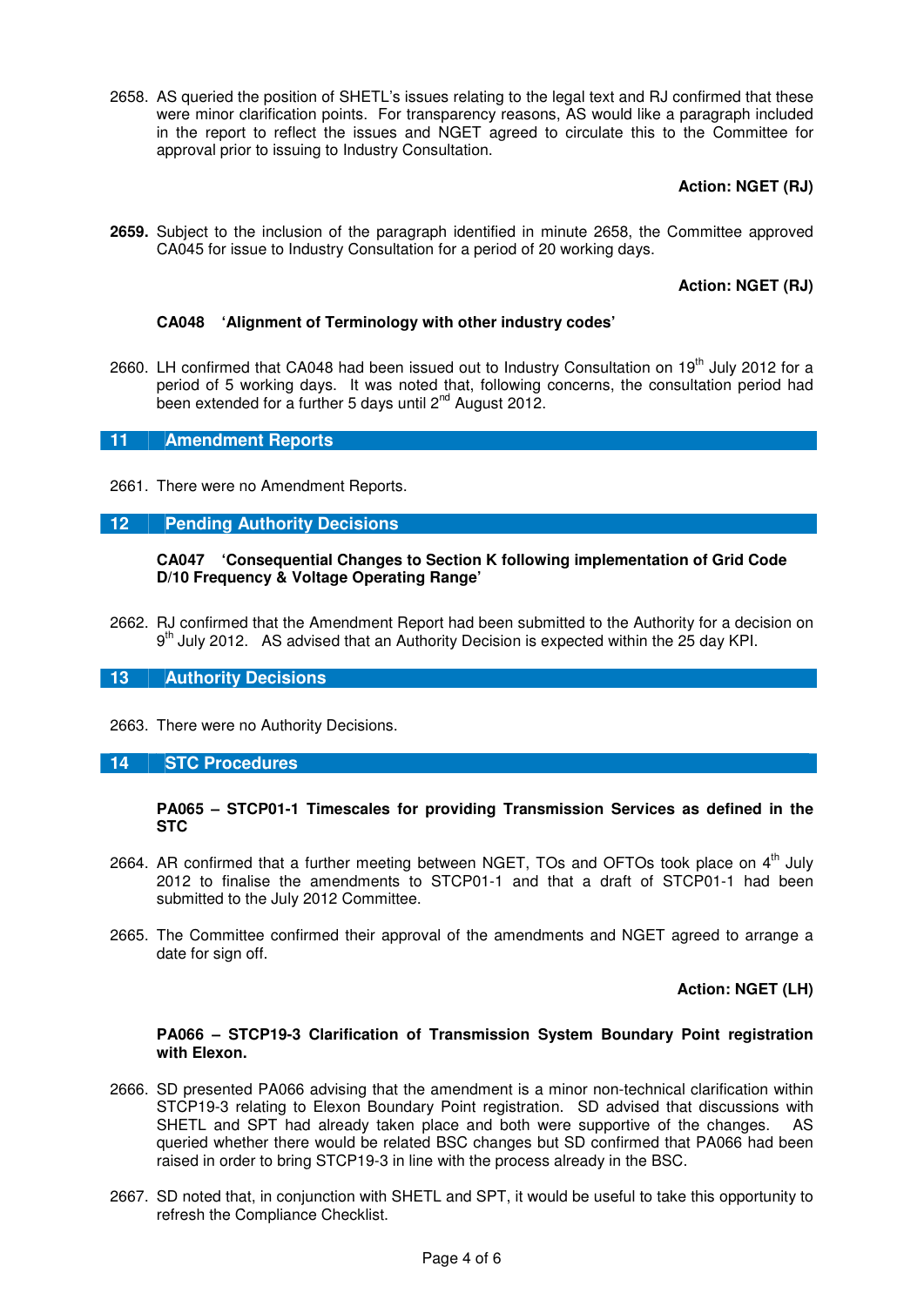2658. AS queried the position of SHETL's issues relating to the legal text and RJ confirmed that these were minor clarification points. For transparency reasons, AS would like a paragraph included in the report to reflect the issues and NGET agreed to circulate this to the Committee for approval prior to issuing to Industry Consultation.

**Action: NGET (RJ)**

**2659.** Subject to the inclusion of the paragraph identified in minute 2658, the Committee approved CA045 for issue to Industry Consultation for a period of 20 working days.

**Action: NGET (RJ)**

**CA048 'Alignment of Terminology with other industry codes'**

2660. LH confirmed that CA048 had been issued out to Industry Consultation on 19th July 2012 for a period of 5 working days. It was noted that, following concerns, the consultation period had been extended for a further 5 days until 2nd August 2012.

## 11 Amendment Reports

2661. There were no Amendment Reports.

## 12 Pending Authority Decisions

**CA047 'Consequential Changes to Section K following implementation of Grid Code D/10 Frequency & Voltage Operating Range'**

2662. RJ confirmed that the Amendment Report had been submitted to the Authority for a decision on 9th July 2012. AS advised that an Authority Decision is expected within the 25 day KPI.

## 13 Authority Decisions

2663. There were no Authority Decisions.

## 14 STC Procedures

**PA065 – STCP01-1 Timescales for providing Transmission Services as defined in the STC**

2664. AR confirmed that a further meeting between NGET, TOs and OFTOs took place on 4th July 2012 to finalise the amendments to STCP01-1 and that a draft of STCP01-1 had been submitted to the July 2012 Committee.

2665. The Committee confirmed their approval of the amendments and NGET agreed to arrange a date for sign off.

**Action: NGET (LH)**

**PA066 – STCP19-3 Clarification of Transmission System Boundary Point registration with Elexon.**

2666. SD presented PA066 advising that the amendment is a minor non-technical clarification within STCP19-3 relating to Elexon Boundary Point registration. SD advised that discussions with SHETL and SPT had already taken place and both were supportive of the changes. AS queried whether there would be related BSC changes but SD confirmed that PA066 had been raised in order to bring STCP19-3 in line with the process already in the BSC.

2667. SD noted that, in conjunction with SHETL and SPT, it would be useful to take this opportunity to refresh the Compliance Checklist.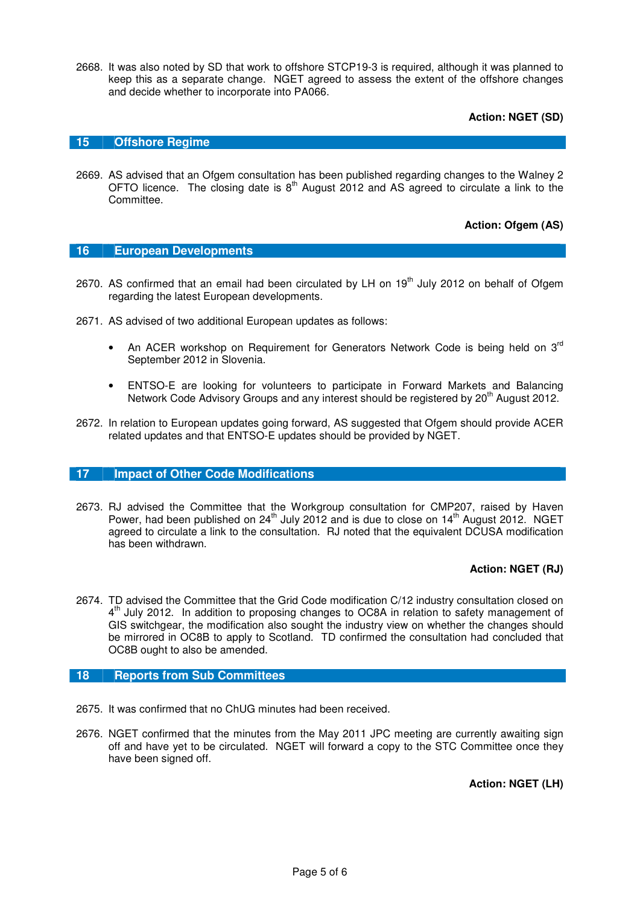2668. It was also noted by SD that work to offshore STCP19-3 is required, although it was planned to keep this as a separate change. NGET agreed to assess the extent of the offshore changes and decide whether to incorporate into PA066.

**Action: NGET (SD)**

## 15 Offshore Regime

2669. AS advised that an Ofgem consultation has been published regarding changes to the Walney 2 OFTO licence. The closing date is 8th August 2012 and AS agreed to circulate a link to the Committee.

**Action: Ofgem (AS)**

## 16 European Developments

2670. AS confirmed that an email had been circulated by LH on 19th July 2012 on behalf of Ofgem regarding the latest European developments.

2671. AS advised of two additional European updates as follows:

- An ACER workshop on Requirement for Generators Network Code is being held on 3rd September 2012 in Slovenia.
- ENTSO-E are looking for volunteers to participate in Forward Markets and Balancing Network Code Advisory Groups and any interest should be registered by 20th August 2012.

2672. In relation to European updates going forward, AS suggested that Ofgem should provide ACER related updates and that ENTSO-E updates should be provided by NGET.

## 17 Impact of Other Code Modifications

2673. RJ advised the Committee that the Workgroup consultation for CMP207, raised by Haven Power, had been published on 24th July 2012 and is due to close on 14th August 2012. NGET agreed to circulate a link to the consultation. RJ noted that the equivalent DCUSA modification has been withdrawn.

**Action: NGET (RJ)**

2674. TD advised the Committee that the Grid Code modification C/12 industry consultation closed on 4th July 2012. In addition to proposing changes to OC8A in relation to safety management of GIS switchgear, the modification also sought the industry view on whether the changes should be mirrored in OC8B to apply to Scotland. TD confirmed the consultation had concluded that OC8B ought to also be amended.

## 18 Reports from Sub Committees

2675. It was confirmed that no ChUG minutes had been received.

2676. NGET confirmed that the minutes from the May 2011 JPC meeting are currently awaiting sign off and have yet to be circulated. NGET will forward a copy to the STC Committee once they have been signed off.

**Action: NGET (LH)**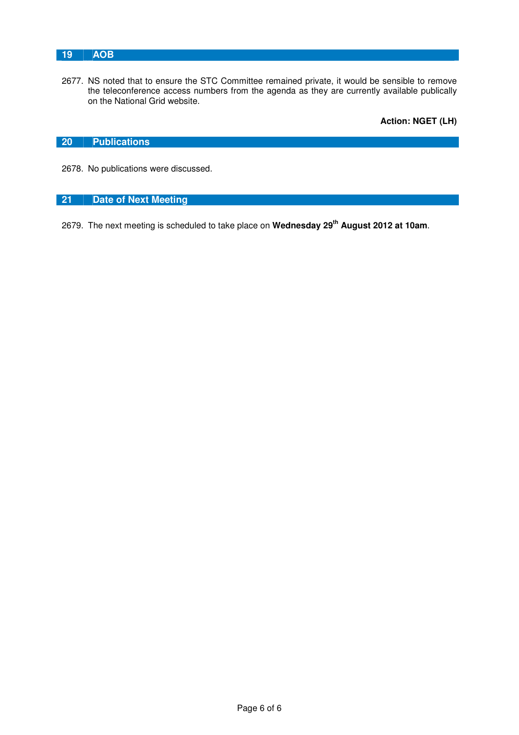## 19 AOB

2677. NS noted that to ensure the STC Committee remained private, it would be sensible to remove the teleconference access numbers from the agenda as they are currently available publically on the National Grid website.

**Action: NGET (LH)**

## 20 Publications

2678. No publications were discussed.

## 21 Date of Next Meeting

2679. The next meeting is scheduled to take place on **Wednesday 29th August 2012 at 10am**.